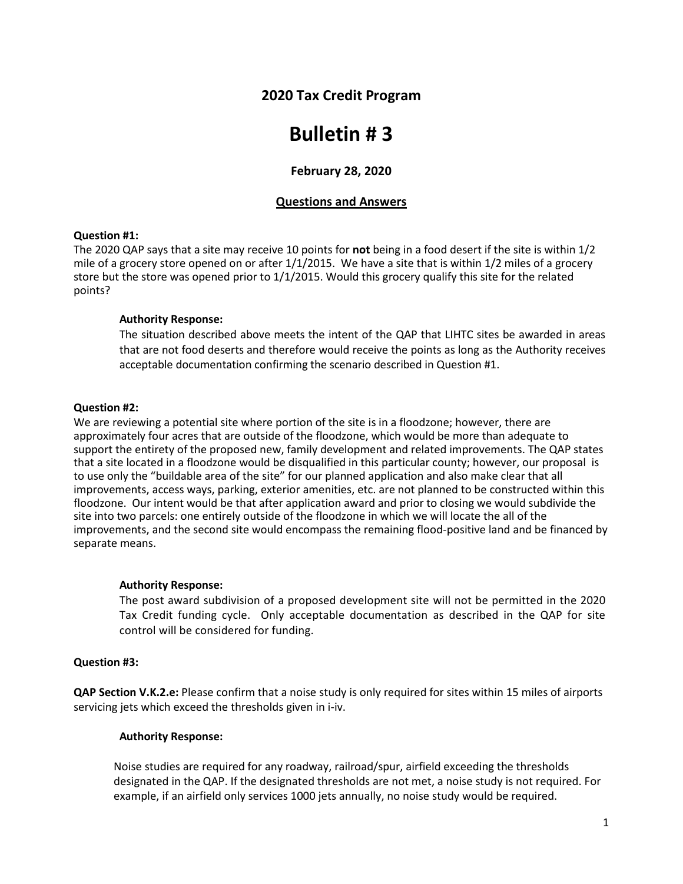## 2020 Tax Credit Program

# Bulletin # 3

### February 28, 2020

### Questions and Answers

**Question #1:**

The 2020 QAP says that a site may receive 10 points for **not** being in a food desert if the site is within 1/2 mile of a grocery store opened on or after 1/1/2015. We have a site that is within 1/2 miles of a grocery store but the store was opened prior to 1/1/2015. Would this grocery qualify this site for the related points?

> **Authority Response:**
>
> The situation described above meets the intent of the QAP that LIHTC sites be awarded in areas that are not food deserts and therefore would receive the points as long as the Authority receives acceptable documentation confirming the scenario described in Question #1.

**Question #2:**

We are reviewing a potential site where portion of the site is in a floodzone; however, there are approximately four acres that are outside of the floodzone, which would be more than adequate to support the entirety of the proposed new, family development and related improvements. The QAP states that a site located in a floodzone would be disqualified in this particular county; however, our proposal is to use only the "buildable area of the site" for our planned application and also make clear that all improvements, access ways, parking, exterior amenities, etc. are not planned to be constructed within this floodzone. Our intent would be that after application award and prior to closing we would subdivide the site into two parcels: one entirely outside of the floodzone in which we will locate the all of the improvements, and the second site would encompass the remaining flood-positive land and be financed by separate means.

> **Authority Response:**
>
> The post award subdivision of a proposed development site will not be permitted in the 2020 Tax Credit funding cycle. Only acceptable documentation as described in the QAP for site control will be considered for funding.

**Question #3:**

**QAP Section V.K.2.e:** Please confirm that a noise study is only required for sites within 15 miles of airports servicing jets which exceed the thresholds given in i-iv.

> **Authority Response:**
>
> Noise studies are required for any roadway, railroad/spur, airfield exceeding the thresholds designated in the QAP. If the designated thresholds are not met, a noise study is not required. For example, if an airfield only services 1000 jets annually, no noise study would be required.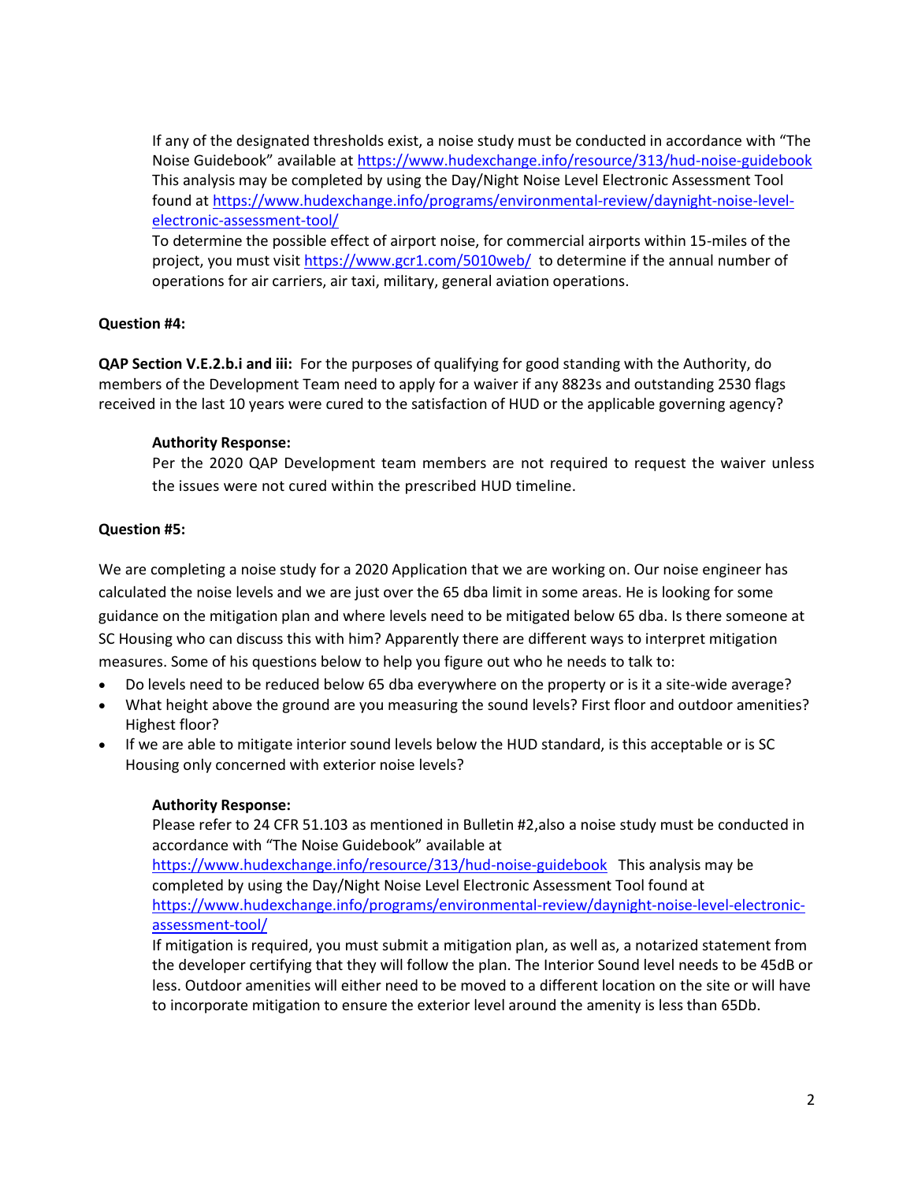If any of the designated thresholds exist, a noise study must be conducted in accordance with "The Noise Guidebook" available at https://www.hudexchange.info/resource/313/hud-noise-guidebook This analysis may be completed by using the Day/Night Noise Level Electronic Assessment Tool found at https://www.hudexchange.info/programs/environmental-review/daynight-noise-level-electronic-assessment-tool/
To determine the possible effect of airport noise, for commercial airports within 15-miles of the project, you must visit https://www.gcr1.com/5010web/ to determine if the annual number of operations for air carriers, air taxi, military, general aviation operations.

**Question #4:**

**QAP Section V.E.2.b.i and iii:** For the purposes of qualifying for good standing with the Authority, do members of the Development Team need to apply for a waiver if any 8823s and outstanding 2530 flags received in the last 10 years were cured to the satisfaction of HUD or the applicable governing agency?

**Authority Response:**
Per the 2020 QAP Development team members are not required to request the waiver unless the issues were not cured within the prescribed HUD timeline.

**Question #5:**

We are completing a noise study for a 2020 Application that we are working on. Our noise engineer has calculated the noise levels and we are just over the 65 dba limit in some areas. He is looking for some guidance on the mitigation plan and where levels need to be mitigated below 65 dba. Is there someone at SC Housing who can discuss this with him? Apparently there are different ways to interpret mitigation measures. Some of his questions below to help you figure out who he needs to talk to:

- Do levels need to be reduced below 65 dba everywhere on the property or is it a site-wide average?
- What height above the ground are you measuring the sound levels? First floor and outdoor amenities? Highest floor?
- If we are able to mitigate interior sound levels below the HUD standard, is this acceptable or is SC Housing only concerned with exterior noise levels?

**Authority Response:**
Please refer to 24 CFR 51.103 as mentioned in Bulletin #2,also a noise study must be conducted in accordance with "The Noise Guidebook" available at
https://www.hudexchange.info/resource/313/hud-noise-guidebook This analysis may be completed by using the Day/Night Noise Level Electronic Assessment Tool found at
https://www.hudexchange.info/programs/environmental-review/daynight-noise-level-electronic-assessment-tool/
If mitigation is required, you must submit a mitigation plan, as well as, a notarized statement from the developer certifying that they will follow the plan. The Interior Sound level needs to be 45dB or less. Outdoor amenities will either need to be moved to a different location on the site or will have to incorporate mitigation to ensure the exterior level around the amenity is less than 65Db.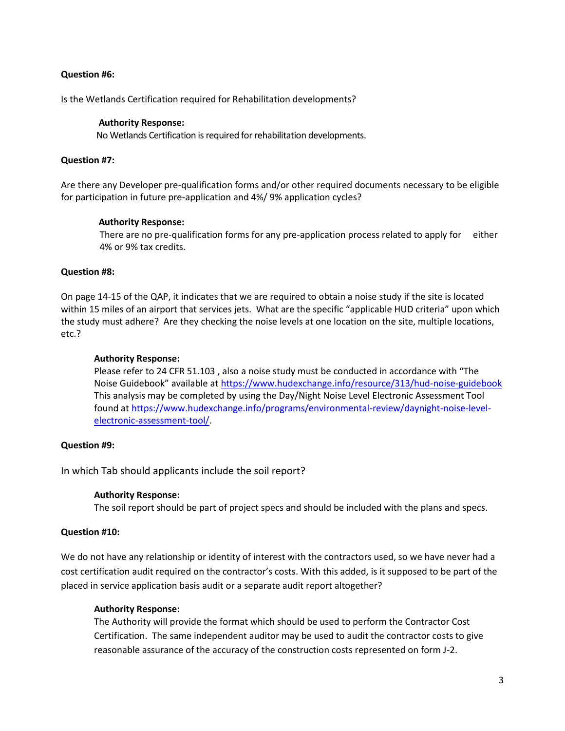**Question #6:**

Is the Wetlands Certification required for Rehabilitation developments?

> **Authority Response:**
> No Wetlands Certification is required for rehabilitation developments.

**Question #7:**

Are there any Developer pre-qualification forms and/or other required documents necessary to be eligible for participation in future pre-application and 4%/ 9% application cycles?

> **Authority Response:**
> There are no pre-qualification forms for any pre-application process related to apply for either 4% or 9% tax credits.

**Question #8:**

On page 14-15 of the QAP, it indicates that we are required to obtain a noise study if the site is located within 15 miles of an airport that services jets. What are the specific "applicable HUD criteria" upon which the study must adhere? Are they checking the noise levels at one location on the site, multiple locations, etc.?

> **Authority Response:**
> Please refer to 24 CFR 51.103 , also a noise study must be conducted in accordance with "The Noise Guidebook" available at https://www.hudexchange.info/resource/313/hud-noise-guidebook This analysis may be completed by using the Day/Night Noise Level Electronic Assessment Tool found at https://www.hudexchange.info/programs/environmental-review/daynight-noise-level-electronic-assessment-tool/.

**Question #9:**

In which Tab should applicants include the soil report?

> **Authority Response:**
> The soil report should be part of project specs and should be included with the plans and specs.

**Question #10:**

We do not have any relationship or identity of interest with the contractors used, so we have never had a cost certification audit required on the contractor's costs. With this added, is it supposed to be part of the placed in service application basis audit or a separate audit report altogether?

> **Authority Response:**
> The Authority will provide the format which should be used to perform the Contractor Cost Certification. The same independent auditor may be used to audit the contractor costs to give reasonable assurance of the accuracy of the construction costs represented on form J-2.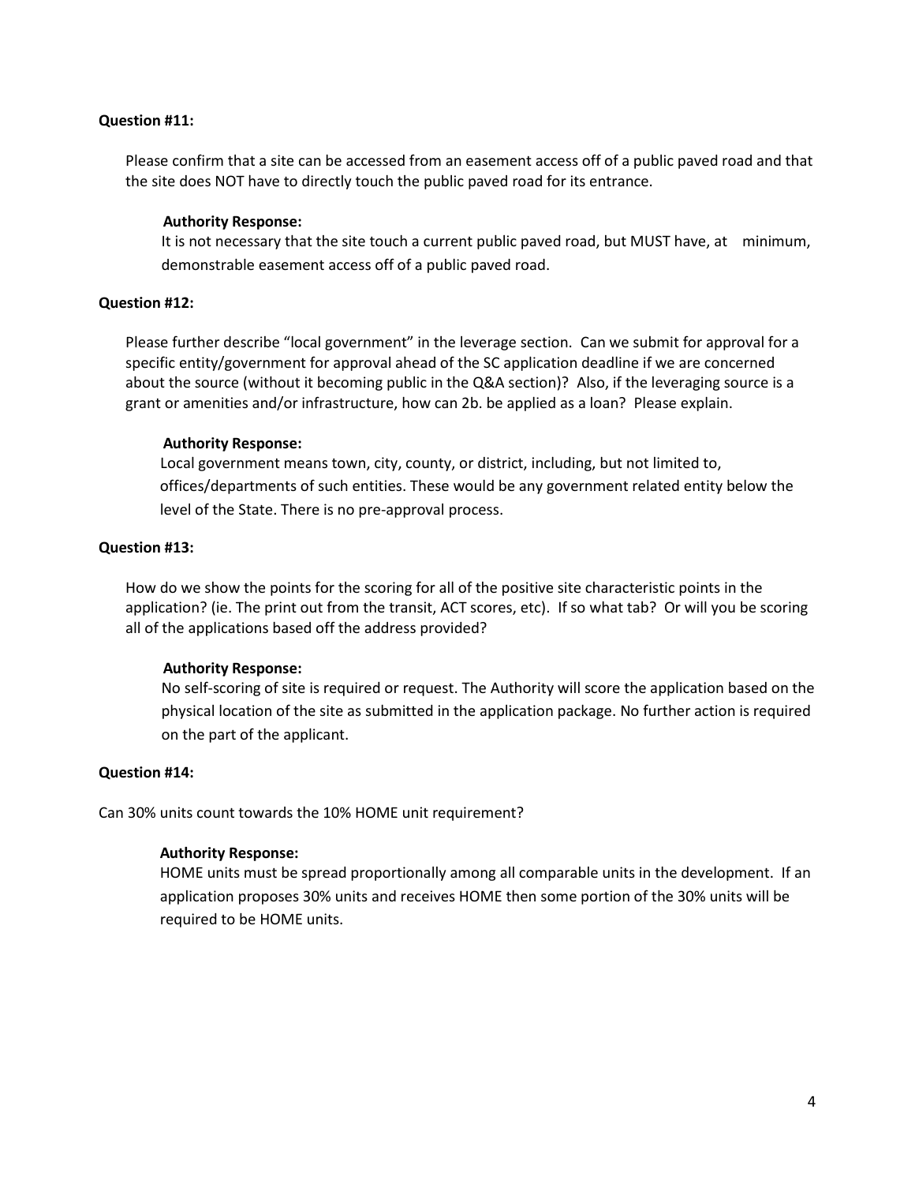**Question #11:**

Please confirm that a site can be accessed from an easement access off of a public paved road and that the site does NOT have to directly touch the public paved road for its entrance.

**Authority Response:**

It is not necessary that the site touch a current public paved road, but MUST have, at minimum, demonstrable easement access off of a public paved road.

**Question #12:**

Please further describe "local government" in the leverage section. Can we submit for approval for a specific entity/government for approval ahead of the SC application deadline if we are concerned about the source (without it becoming public in the Q&A section)? Also, if the leveraging source is a grant or amenities and/or infrastructure, how can 2b. be applied as a loan? Please explain.

**Authority Response:**

Local government means town, city, county, or district, including, but not limited to, offices/departments of such entities. These would be any government related entity below the level of the State. There is no pre-approval process.

**Question #13:**

How do we show the points for the scoring for all of the positive site characteristic points in the application? (ie. The print out from the transit, ACT scores, etc). If so what tab? Or will you be scoring all of the applications based off the address provided?

**Authority Response:**

No self-scoring of site is required or request. The Authority will score the application based on the physical location of the site as submitted in the application package. No further action is required on the part of the applicant.

**Question #14:**

Can 30% units count towards the 10% HOME unit requirement?

**Authority Response:**

HOME units must be spread proportionally among all comparable units in the development. If an application proposes 30% units and receives HOME then some portion of the 30% units will be required to be HOME units.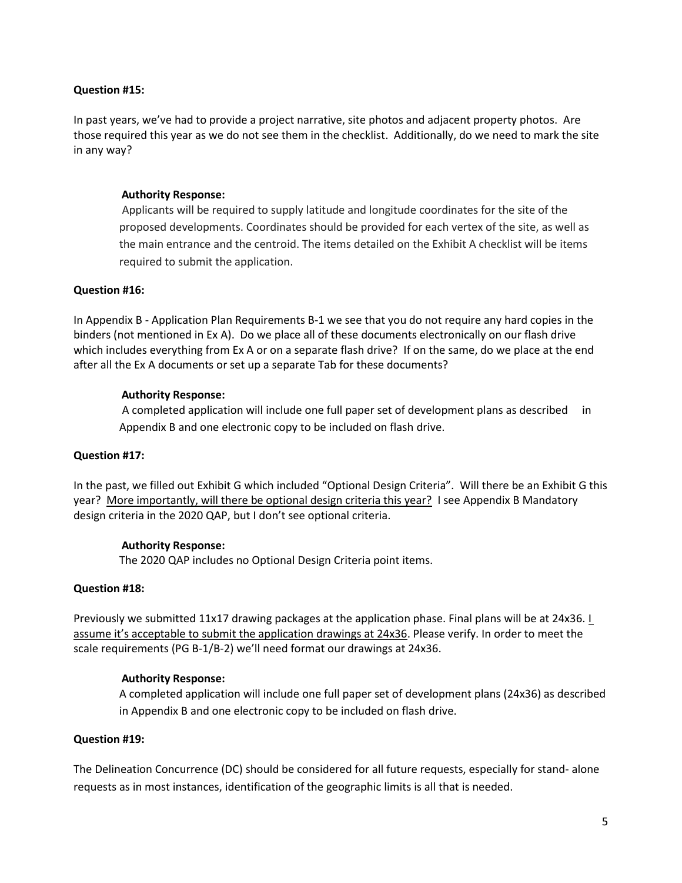**Question #15:**

In past years, we've had to provide a project narrative, site photos and adjacent property photos. Are those required this year as we do not see them in the checklist. Additionally, do we need to mark the site in any way?

**Authority Response:**

Applicants will be required to supply latitude and longitude coordinates for the site of the proposed developments. Coordinates should be provided for each vertex of the site, as well as the main entrance and the centroid. The items detailed on the Exhibit A checklist will be items required to submit the application.

**Question #16:**

In Appendix B - Application Plan Requirements B-1 we see that you do not require any hard copies in the binders (not mentioned in Ex A). Do we place all of these documents electronically on our flash drive which includes everything from Ex A or on a separate flash drive? If on the same, do we place at the end after all the Ex A documents or set up a separate Tab for these documents?

**Authority Response:**

A completed application will include one full paper set of development plans as described in Appendix B and one electronic copy to be included on flash drive.

**Question #17:**

In the past, we filled out Exhibit G which included "Optional Design Criteria". Will there be an Exhibit G this year? More importantly, will there be optional design criteria this year? I see Appendix B Mandatory design criteria in the 2020 QAP, but I don't see optional criteria.

**Authority Response:**

The 2020 QAP includes no Optional Design Criteria point items.

**Question #18:**

Previously we submitted 11x17 drawing packages at the application phase. Final plans will be at 24x36. I assume it's acceptable to submit the application drawings at 24x36. Please verify. In order to meet the scale requirements (PG B-1/B-2) we'll need format our drawings at 24x36.

**Authority Response:**

A completed application will include one full paper set of development plans (24x36) as described in Appendix B and one electronic copy to be included on flash drive.

**Question #19:**

The Delineation Concurrence (DC) should be considered for all future requests, especially for stand- alone requests as in most instances, identification of the geographic limits is all that is needed.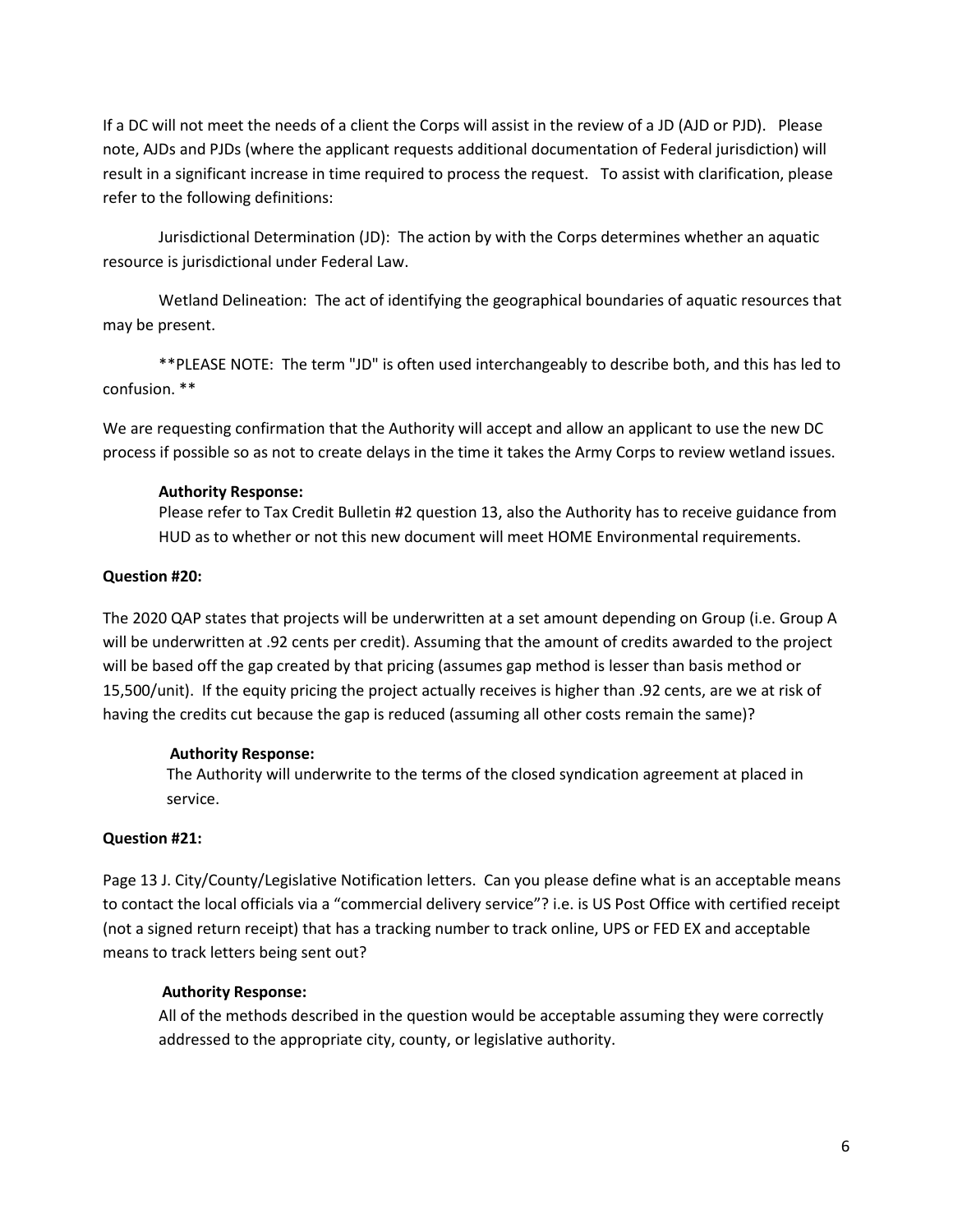If a DC will not meet the needs of a client the Corps will assist in the review of a JD (AJD or PJD). Please note, AJDs and PJDs (where the applicant requests additional documentation of Federal jurisdiction) will result in a significant increase in time required to process the request. To assist with clarification, please refer to the following definitions:

Jurisdictional Determination (JD): The action by with the Corps determines whether an aquatic resource is jurisdictional under Federal Law.

Wetland Delineation: The act of identifying the geographical boundaries of aquatic resources that may be present.

**PLEASE NOTE: The term "JD" is often used interchangeably to describe both, and this has led to confusion. **

We are requesting confirmation that the Authority will accept and allow an applicant to use the new DC process if possible so as not to create delays in the time it takes the Army Corps to review wetland issues.

**Authority Response:**
Please refer to Tax Credit Bulletin #2 question 13, also the Authority has to receive guidance from HUD as to whether or not this new document will meet HOME Environmental requirements.

**Question #20:**

The 2020 QAP states that projects will be underwritten at a set amount depending on Group (i.e. Group A will be underwritten at .92 cents per credit). Assuming that the amount of credits awarded to the project will be based off the gap created by that pricing (assumes gap method is lesser than basis method or 15,500/unit). If the equity pricing the project actually receives is higher than .92 cents, are we at risk of having the credits cut because the gap is reduced (assuming all other costs remain the same)?

**Authority Response:**
The Authority will underwrite to the terms of the closed syndication agreement at placed in service.

**Question #21:**

Page 13 J. City/County/Legislative Notification letters. Can you please define what is an acceptable means to contact the local officials via a "commercial delivery service"? i.e. is US Post Office with certified receipt (not a signed return receipt) that has a tracking number to track online, UPS or FED EX and acceptable means to track letters being sent out?

**Authority Response:**
All of the methods described in the question would be acceptable assuming they were correctly addressed to the appropriate city, county, or legislative authority.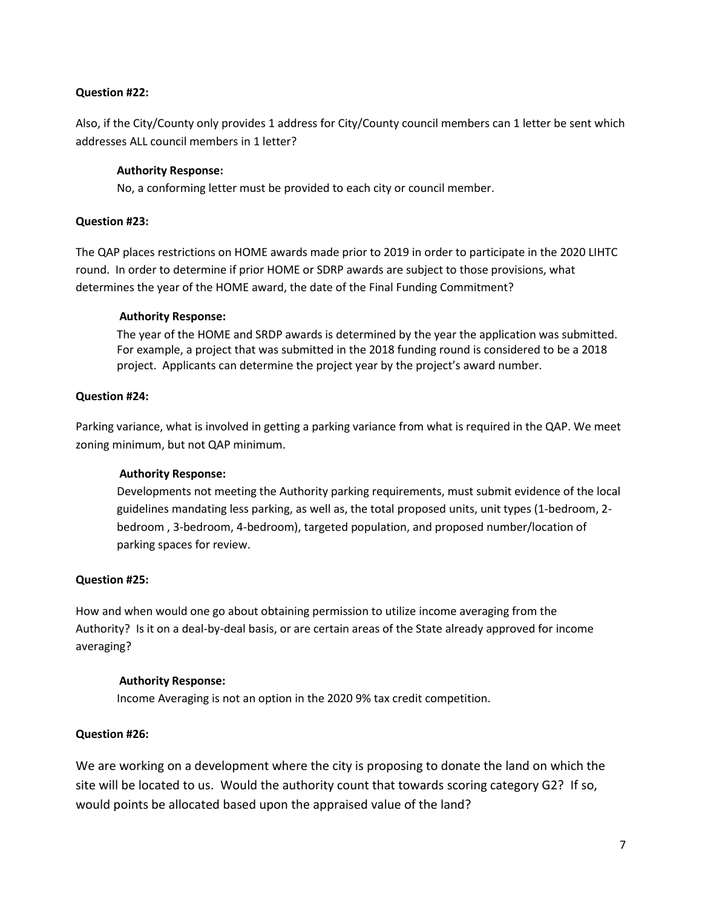**Question #22:**

Also, if the City/County only provides 1 address for City/County council members can 1 letter be sent which addresses ALL council members in 1 letter?

**Authority Response:**

No, a conforming letter must be provided to each city or council member.

**Question #23:**

The QAP places restrictions on HOME awards made prior to 2019 in order to participate in the 2020 LIHTC round. In order to determine if prior HOME or SDRP awards are subject to those provisions, what determines the year of the HOME award, the date of the Final Funding Commitment?

**Authority Response:**

The year of the HOME and SRDP awards is determined by the year the application was submitted. For example, a project that was submitted in the 2018 funding round is considered to be a 2018 project. Applicants can determine the project year by the project's award number.

**Question #24:**

Parking variance, what is involved in getting a parking variance from what is required in the QAP. We meet zoning minimum, but not QAP minimum.

**Authority Response:**

Developments not meeting the Authority parking requirements, must submit evidence of the local guidelines mandating less parking, as well as, the total proposed units, unit types (1-bedroom, 2-bedroom , 3-bedroom, 4-bedroom), targeted population, and proposed number/location of parking spaces for review.

**Question #25:**

How and when would one go about obtaining permission to utilize income averaging from the Authority? Is it on a deal-by-deal basis, or are certain areas of the State already approved for income averaging?

**Authority Response:**

Income Averaging is not an option in the 2020 9% tax credit competition.

**Question #26:**

We are working on a development where the city is proposing to donate the land on which the site will be located to us. Would the authority count that towards scoring category G2? If so, would points be allocated based upon the appraised value of the land?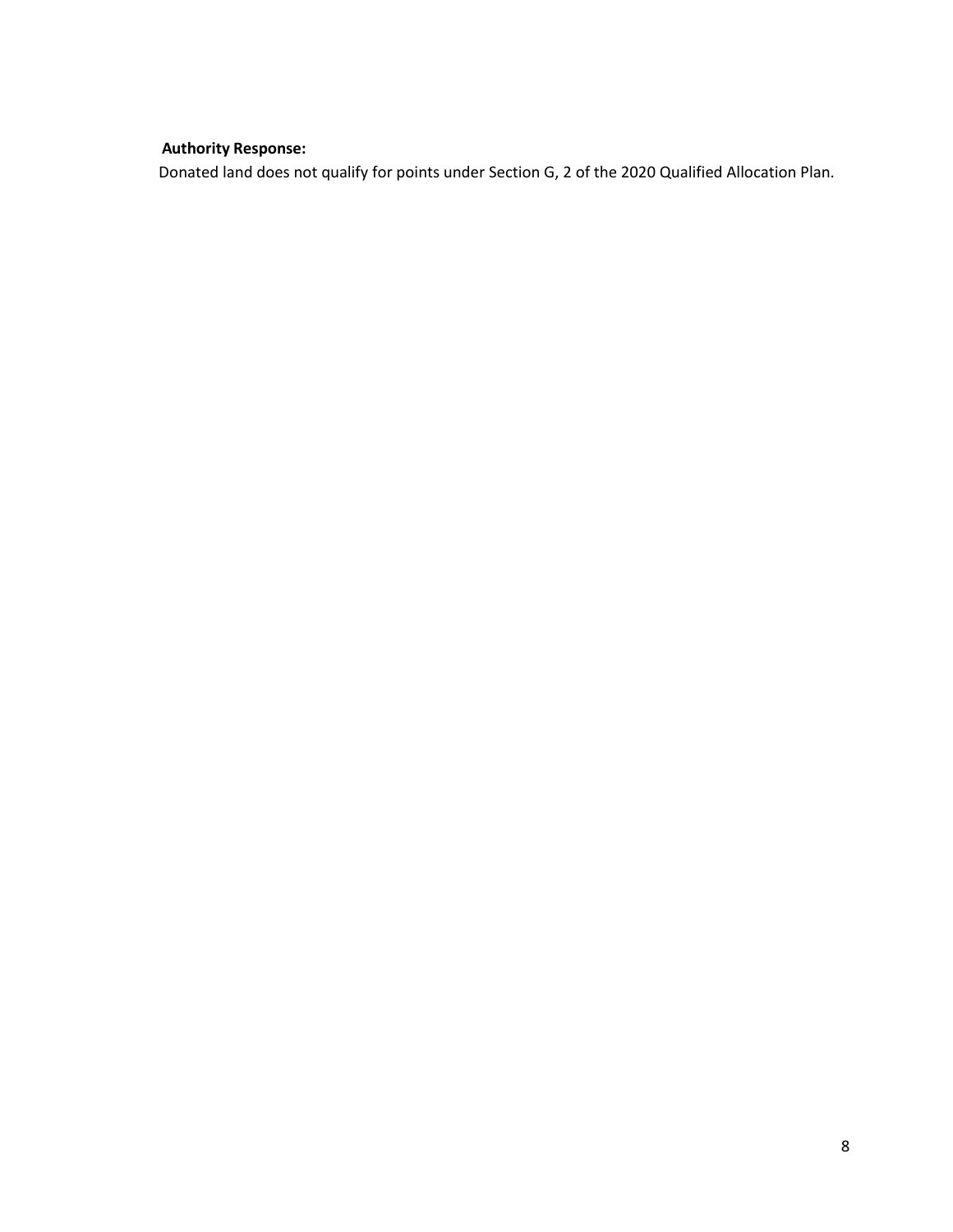**Authority Response:**

Donated land does not qualify for points under Section G, 2 of the 2020 Qualified Allocation Plan.